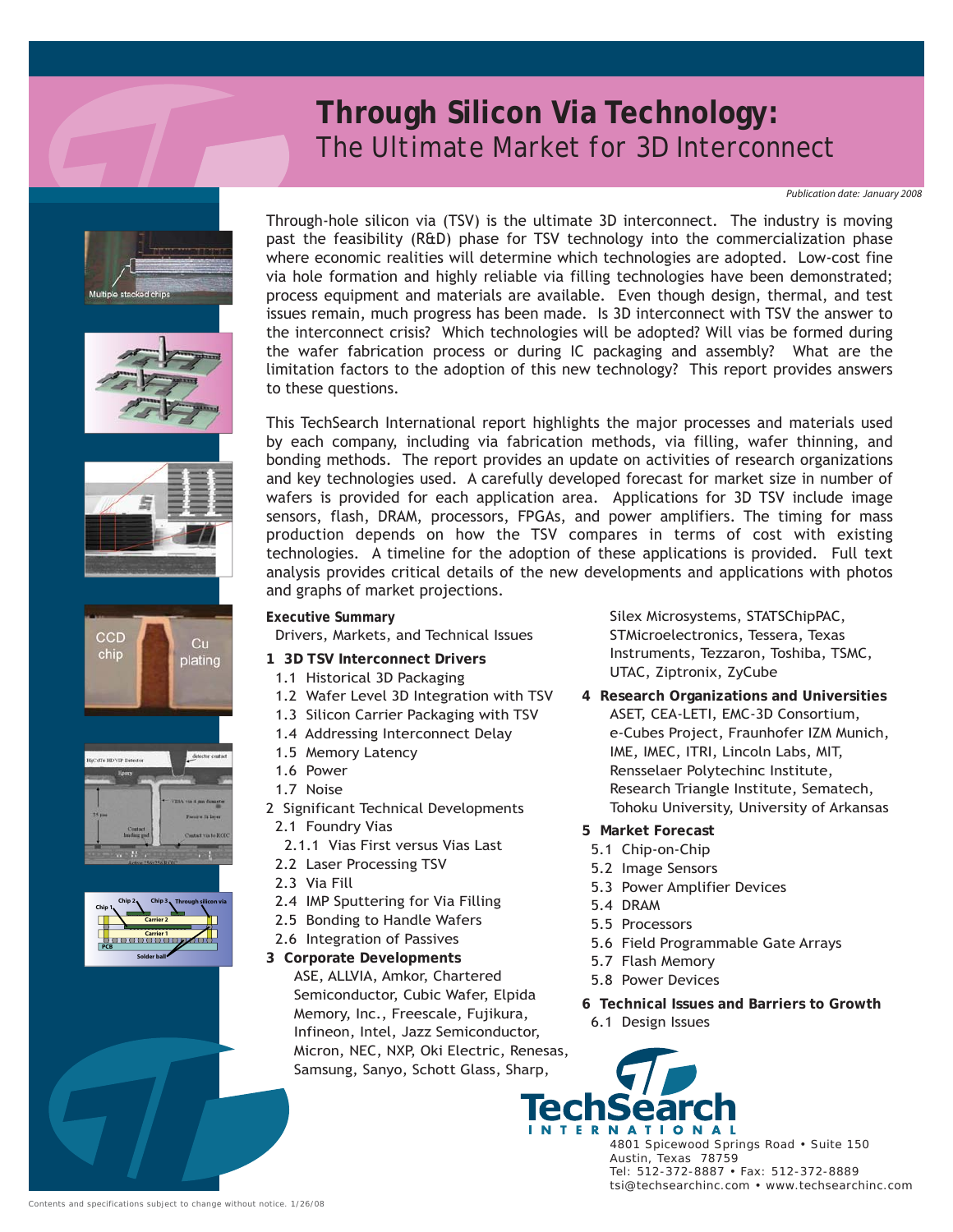# Through Silicon Via Technology:

## The Ultimate Market for 3D Interconnect

*Publication date: January 2008*

Through-hole silicon via (TSV) is the ultimate 3D interconnect. The industry is moving past the feasibility (R&D) phase for TSV technology into the commercialization phase where economic realities will determine which technologies are adopted. Low-cost fine via hole formation and highly reliable via filling technologies have been demonstrated; process equipment and materials are available. Even though design, thermal, and test issues remain, much progress has been made. Is 3D interconnect with TSV the answer to the interconnect crisis? Which technologies will be adopted? Will vias be formed during the wafer fabrication process or during IC packaging and assembly? What are the limitation factors to the adoption of this new technology? This report provides answers to these questions.

This TechSearch International report highlights the major processes and materials used by each company, including via fabrication methods, via filling, wafer thinning, and bonding methods. The report provides an update on activities of research organizations and key technologies used. A carefully developed forecast for market size in number of wafers is provided for each application area. Applications for 3D TSV include image sensors, flash, DRAM, processors, FPGAs, and power amplifiers. The timing for mass production depends on how the TSV compares in terms of cost with existing technologies. A timeline for the adoption of these applications is provided. Full text analysis provides critical details of the new developments and applications with photos and graphs of market projections.

**Executive Summary**
Drivers, Markets, and Technical Issues

**1 3D TSV Interconnect Drivers**
- 1.1 Historical 3D Packaging
- 1.2 Wafer Level 3D Integration with TSV
- 1.3 Silicon Carrier Packaging with TSV
- 1.4 Addressing Interconnect Delay
- 1.5 Memory Latency
- 1.6 Power
- 1.7 Noise

2 Significant Technical Developments
- 2.1 Foundry Vias
  - 2.1.1 Vias First versus Vias Last
- 2.2 Laser Processing TSV
- 2.3 Via Fill
- 2.4 IMP Sputtering for Via Filling
- 2.5 Bonding to Handle Wafers
- 2.6 Integration of Passives

**3 Corporate Developments**
ASE, ALLVIA, Amkor, Chartered Semiconductor, Cubic Wafer, Elpida Memory, Inc., Freescale, Fujikura, Infineon, Intel, Jazz Semiconductor, Micron, NEC, NXP, Oki Electric, Renesas, Samsung, Sanyo, Schott Glass, Sharp, Silex Microsystems, STATSChipPAC, STMicroelectronics, Tessera, Texas Instruments, Tezzaron, Toshiba, TSMC, UTAC, Ziptronix, ZyCube

**4 Research Organizations and Universities**
ASET, CEA-LETI, EMC-3D Consortium, e-Cubes Project, Fraunhofer IZM Munich, IME, IMEC, ITRI, Lincoln Labs, MIT, Rensselaer Polytechinc Institute, Research Triangle Institute, Sematech, Tohoku University, University of Arkansas

**5 Market Forecast**
- 5.1 Chip-on-Chip
- 5.2 Image Sensors
- 5.3 Power Amplifier Devices
- 5.4 DRAM
- 5.5 Processors
- 5.6 Field Programmable Gate Arrays
- 5.7 Flash Memory
- 5.8 Power Devices

**6 Technical Issues and Barriers to Growth**
- 6.1 Design Issues

TechSearch INTERNATIONAL
4801 Spicewood Springs Road • Suite 150
Austin, Texas 78759
Tel: 512-372-8887 • Fax: 512-372-8889
tsi@techsearchinc.com • www.techsearchinc.com

Contents and specifications subject to change without notice. 1/26/08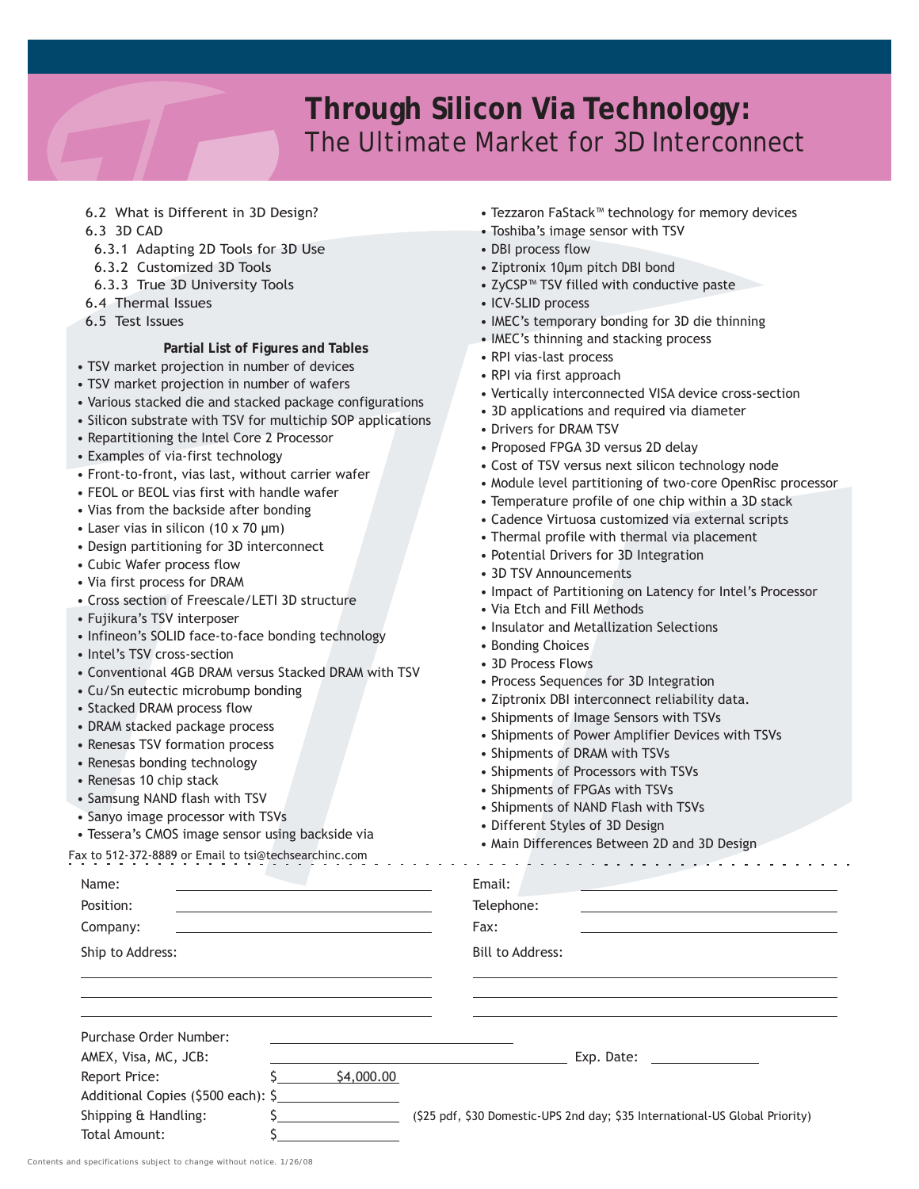# Through Silicon Via Technology:
## The Ultimate Market for 3D Interconnect

- 6.2 What is Different in 3D Design?
- 6.3 3D CAD
  - 6.3.1 Adapting 2D Tools for 3D Use
  - 6.3.2 Customized 3D Tools
  - 6.3.3 True 3D University Tools
- 6.4 Thermal Issues
- 6.5 Test Issues

**Partial List of Figures and Tables**

- TSV market projection in number of devices
- TSV market projection in number of wafers
- Various stacked die and stacked package configurations
- Silicon substrate with TSV for multichip SOP applications
- Repartitioning the Intel Core 2 Processor
- Examples of via-first technology
- Front-to-front, vias last, without carrier wafer
- FEOL or BEOL vias first with handle wafer
- Vias from the backside after bonding
- Laser vias in silicon (10 x 70 µm)
- Design partitioning for 3D interconnect
- Cubic Wafer process flow
- Via first process for DRAM
- Cross section of Freescale/LETI 3D structure
- Fujikura's TSV interposer
- Infineon's SOLID face-to-face bonding technology
- Intel's TSV cross-section
- Conventional 4GB DRAM versus Stacked DRAM with TSV
- Cu/Sn eutectic microbump bonding
- Stacked DRAM process flow
- DRAM stacked package process
- Renesas TSV formation process
- Renesas bonding technology
- Renesas 10 chip stack
- Samsung NAND flash with TSV
- Sanyo image processor with TSVs
- Tessera's CMOS image sensor using backside via
- Tezzaron FaStack™ technology for memory devices
- Toshiba's image sensor with TSV
- DBI process flow
- Ziptronix 10µm pitch DBI bond
- ZyCSP™ TSV filled with conductive paste
- ICV-SLID process
- IMEC's temporary bonding for 3D die thinning
- IMEC's thinning and stacking process
- RPI vias-last process
- RPI via first approach
- Vertically interconnected VISA device cross-section
- 3D applications and required via diameter
- Drivers for DRAM TSV
- Proposed FPGA 3D versus 2D delay
- Cost of TSV versus next silicon technology node
- Module level partitioning of two-core OpenRisc processor
- Temperature profile of one chip within a 3D stack
- Cadence Virtuosa customized via external scripts
- Thermal profile with thermal via placement
- Potential Drivers for 3D Integration
- 3D TSV Announcements
- Impact of Partitioning on Latency for Intel's Processor
- Via Etch and Fill Methods
- Insulator and Metallization Selections
- Bonding Choices
- 3D Process Flows
- Process Sequences for 3D Integration
- Ziptronix DBI interconnect reliability data.
- Shipments of Image Sensors with TSVs
- Shipments of Power Amplifier Devices with TSVs
- Shipments of DRAM with TSVs
- Shipments of Processors with TSVs
- Shipments of FPGAs with TSVs
- Shipments of NAND Flash with TSVs
- Different Styles of 3D Design
- Main Differences Between 2D and 3D Design

Fax to 512-372-8889 or Email to tsi@techsearchinc.com

Name: ____________________ Email: ____________________

Position: ____________________ Telephone: ____________________

Company: ____________________ Fax: ____________________

Ship to Address: ____________________ Bill to Address: ____________________

Purchase Order Number: ____________________

AMEX, Visa, MC, JCB: ____________________ Exp. Date: ____________

Report Price: $ $4,000.00

Additional Copies ($500 each): $ ____________

Shipping & Handling: $ ____________ ($25 pdf, $30 Domestic-UPS 2nd day; $35 International-US Global Priority)

Total Amount: $ ____________

Contents and specifications subject to change without notice. 1/26/08